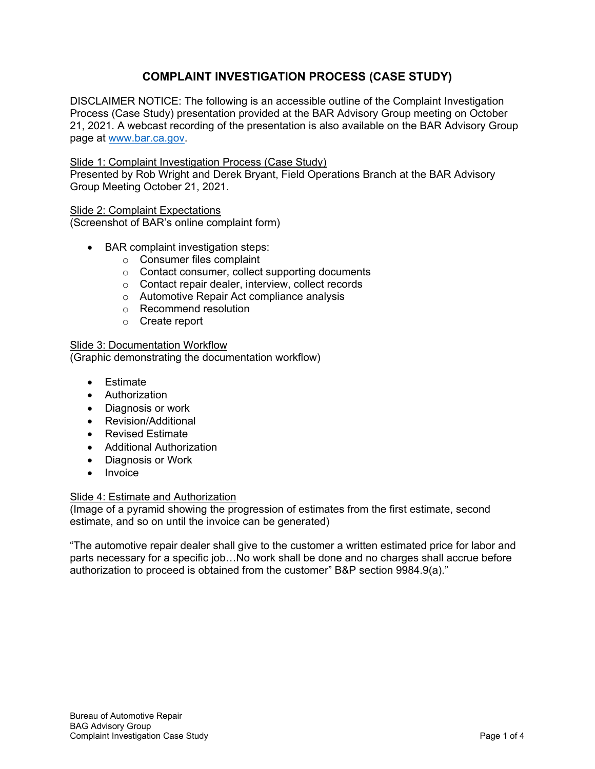# COMPLAINT INVESTIGATION PROCESS (CASE STUDY)

DISCLAIMER NOTICE: The following is an accessible outline of the Complaint Investigation Process (Case Study) presentation provided at the BAR Advisory Group meeting on October 21, 2021. A webcast recording of the presentation is also available on the BAR Advisory Group page at [www.bar.ca.gov](www.bar.ca.gov).

<u>Slide 1: Complaint Investigation Process (Case Study)</u>
Presented by Rob Wright and Derek Bryant, Field Operations Branch at the BAR Advisory Group Meeting October 21, 2021.

<u>Slide 2: Complaint Expectations</u>
(Screenshot of BAR's online complaint form)

- BAR complaint investigation steps:
  - Consumer files complaint
  - Contact consumer, collect supporting documents
  - Contact repair dealer, interview, collect records
  - Automotive Repair Act compliance analysis
  - Recommend resolution
  - Create report

<u>Slide 3: Documentation Workflow</u>
(Graphic demonstrating the documentation workflow)

- Estimate
- Authorization
- Diagnosis or work
- Revision/Additional
- Revised Estimate
- Additional Authorization
- Diagnosis or Work
- Invoice

<u>Slide 4: Estimate and Authorization</u>
(Image of a pyramid showing the progression of estimates from the first estimate, second estimate, and so on until the invoice can be generated)

"The automotive repair dealer shall give to the customer a written estimated price for labor and parts necessary for a specific job…No work shall be done and no charges shall accrue before authorization to proceed is obtained from the customer" B&P section 9984.9(a)."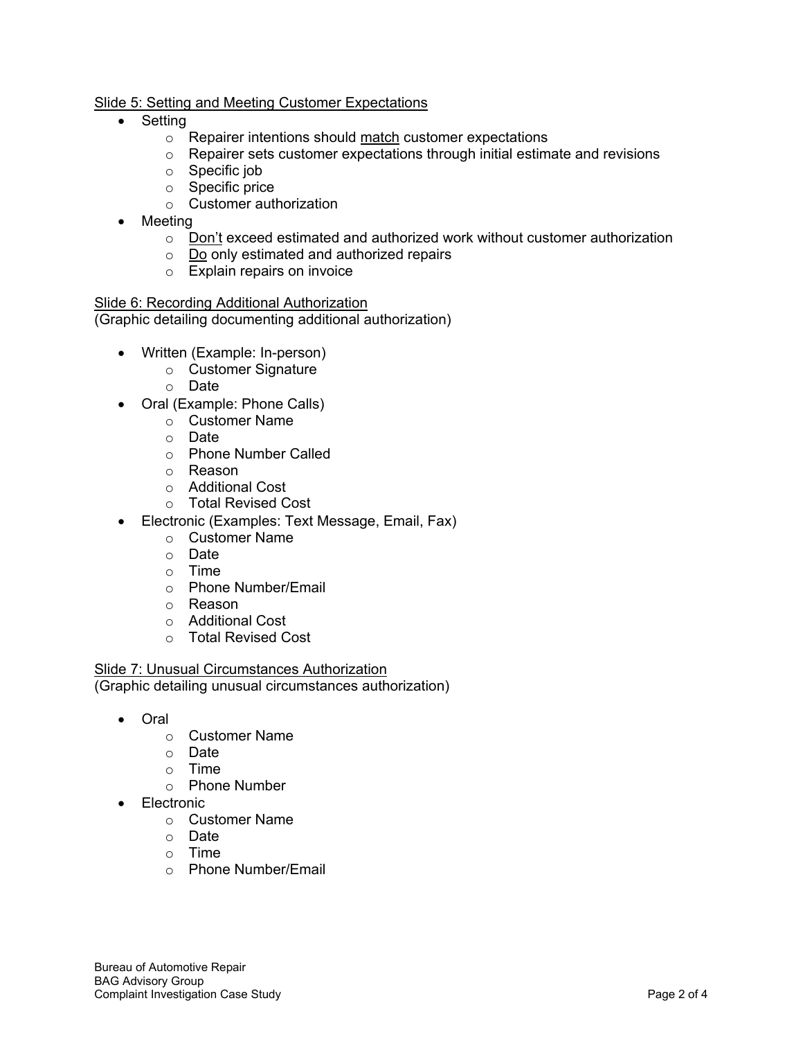Slide 5: Setting and Meeting Customer Expectations

- Setting
  - Repairer intentions should match customer expectations
  - Repairer sets customer expectations through initial estimate and revisions
  - Specific job
  - Specific price
  - Customer authorization
- Meeting
  - Don't exceed estimated and authorized work without customer authorization
  - Do only estimated and authorized repairs
  - Explain repairs on invoice

Slide 6: Recording Additional Authorization

(Graphic detailing documenting additional authorization)

- Written (Example: In-person)
  - Customer Signature
  - Date
- Oral (Example: Phone Calls)
  - Customer Name
  - Date
  - Phone Number Called
  - Reason
  - Additional Cost
  - Total Revised Cost
- Electronic (Examples: Text Message, Email, Fax)
  - Customer Name
  - Date
  - Time
  - Phone Number/Email
  - Reason
  - Additional Cost
  - Total Revised Cost

Slide 7: Unusual Circumstances Authorization

(Graphic detailing unusual circumstances authorization)

- Oral
  - Customer Name
  - Date
  - Time
  - Phone Number
- Electronic
  - Customer Name
  - Date
  - Time
  - Phone Number/Email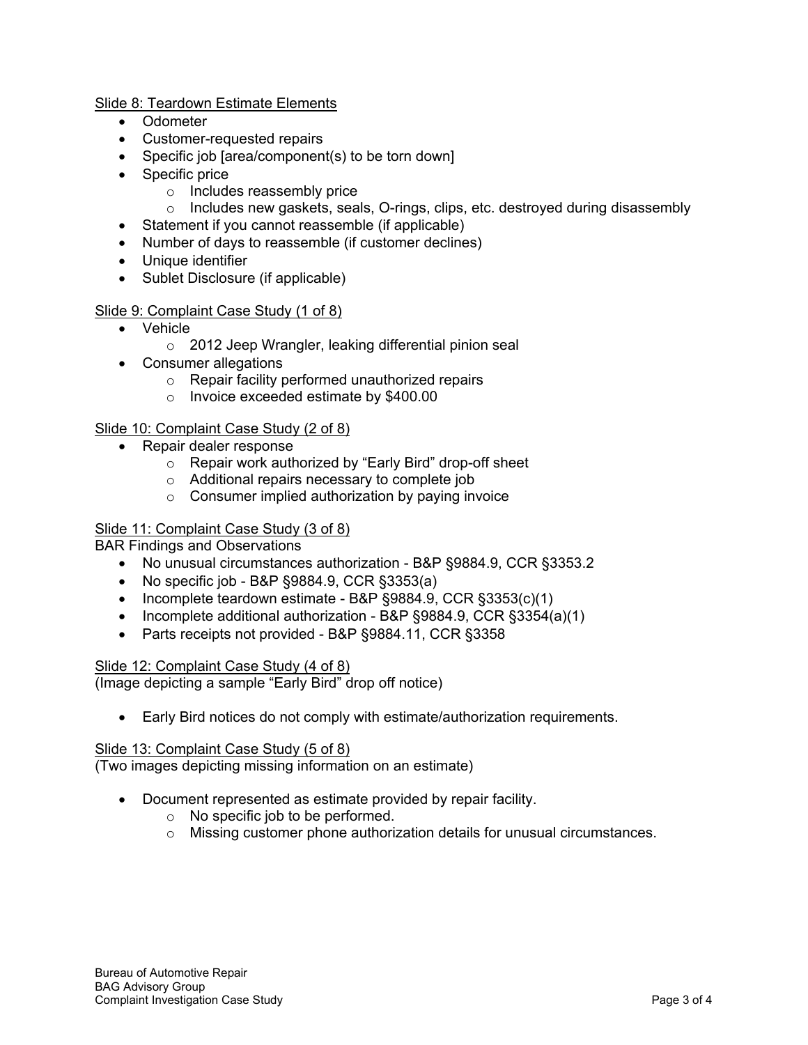Slide 8: Teardown Estimate Elements

- Odometer
- Customer-requested repairs
- Specific job [area/component(s) to be torn down]
- Specific price
  - Includes reassembly price
  - Includes new gaskets, seals, O-rings, clips, etc. destroyed during disassembly
- Statement if you cannot reassemble (if applicable)
- Number of days to reassemble (if customer declines)
- Unique identifier
- Sublet Disclosure (if applicable)

Slide 9: Complaint Case Study (1 of 8)

- Vehicle
  - 2012 Jeep Wrangler, leaking differential pinion seal
- Consumer allegations
  - Repair facility performed unauthorized repairs
  - Invoice exceeded estimate by $400.00

Slide 10: Complaint Case Study (2 of 8)

- Repair dealer response
  - Repair work authorized by "Early Bird" drop-off sheet
  - Additional repairs necessary to complete job
  - Consumer implied authorization by paying invoice

Slide 11: Complaint Case Study (3 of 8)

BAR Findings and Observations

- No unusual circumstances authorization - B&P §9884.9, CCR §3353.2
- No specific job - B&P §9884.9, CCR §3353(a)
- Incomplete teardown estimate - B&P §9884.9, CCR §3353(c)(1)
- Incomplete additional authorization - B&P §9884.9, CCR §3354(a)(1)
- Parts receipts not provided - B&P §9884.11, CCR §3358

Slide 12: Complaint Case Study (4 of 8)

(Image depicting a sample "Early Bird" drop off notice)

- Early Bird notices do not comply with estimate/authorization requirements.

Slide 13: Complaint Case Study (5 of 8)

(Two images depicting missing information on an estimate)

- Document represented as estimate provided by repair facility.
  - No specific job to be performed.
  - Missing customer phone authorization details for unusual circumstances.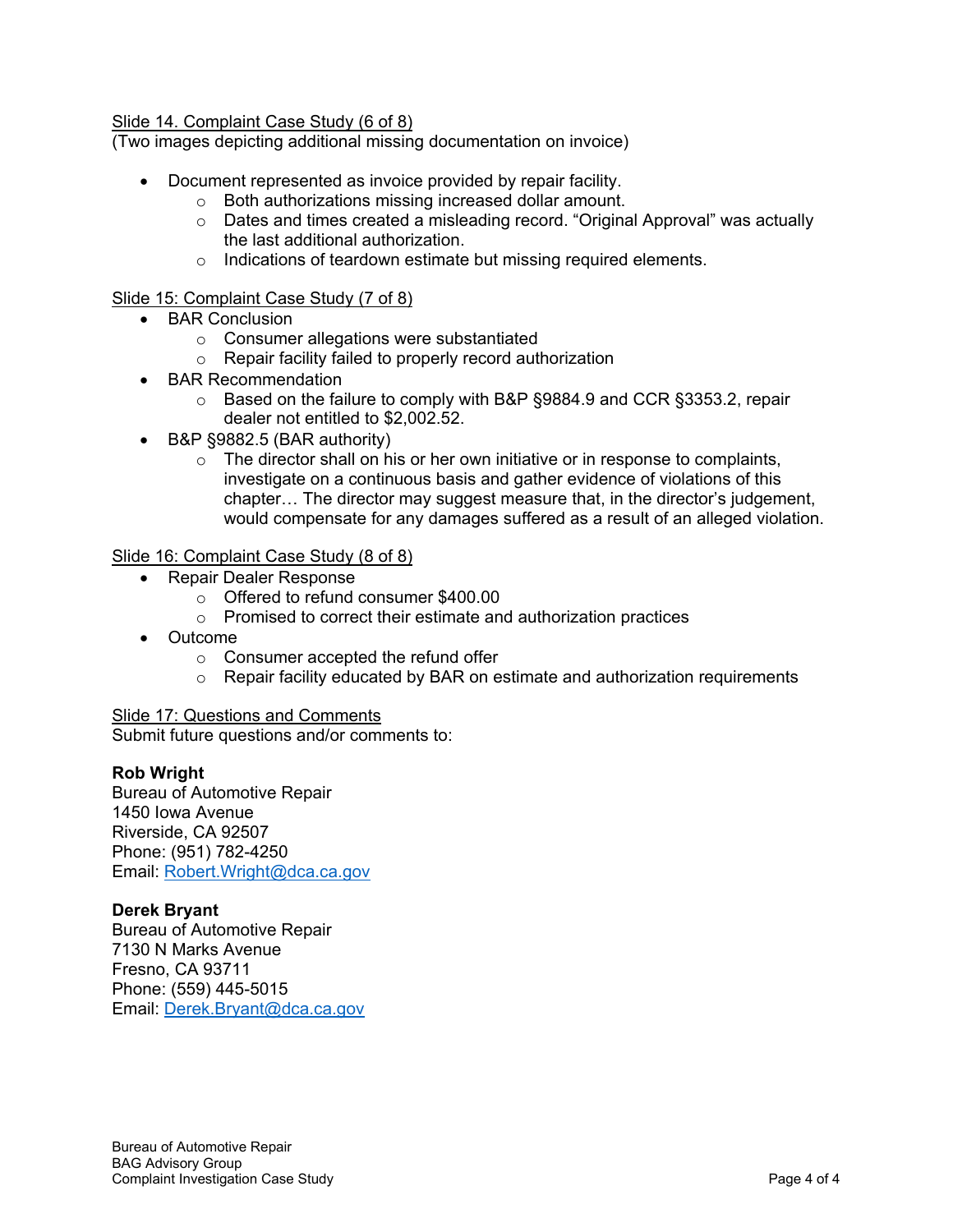Slide 14. Complaint Case Study (6 of 8)

(Two images depicting additional missing documentation on invoice)

- Document represented as invoice provided by repair facility.
  - Both authorizations missing increased dollar amount.
  - Dates and times created a misleading record. “Original Approval” was actually the last additional authorization.
  - Indications of teardown estimate but missing required elements.

Slide 15: Complaint Case Study (7 of 8)

- BAR Conclusion
  - Consumer allegations were substantiated
  - Repair facility failed to properly record authorization
- BAR Recommendation
  - Based on the failure to comply with B&P §9884.9 and CCR §3353.2, repair dealer not entitled to $2,002.52.
- B&P §9882.5 (BAR authority)
  - The director shall on his or her own initiative or in response to complaints, investigate on a continuous basis and gather evidence of violations of this chapter… The director may suggest measure that, in the director’s judgement, would compensate for any damages suffered as a result of an alleged violation.

Slide 16: Complaint Case Study (8 of 8)

- Repair Dealer Response
  - Offered to refund consumer $400.00
  - Promised to correct their estimate and authorization practices
- Outcome
  - Consumer accepted the refund offer
  - Repair facility educated by BAR on estimate and authorization requirements

Slide 17: Questions and Comments

Submit future questions and/or comments to:

**Rob Wright**
Bureau of Automotive Repair
1450 Iowa Avenue
Riverside, CA 92507
Phone: (951) 782-4250
Email: Robert.Wright@dca.ca.gov

**Derek Bryant**
Bureau of Automotive Repair
7130 N Marks Avenue
Fresno, CA 93711
Phone: (559) 445-5015
Email: Derek.Bryant@dca.ca.gov